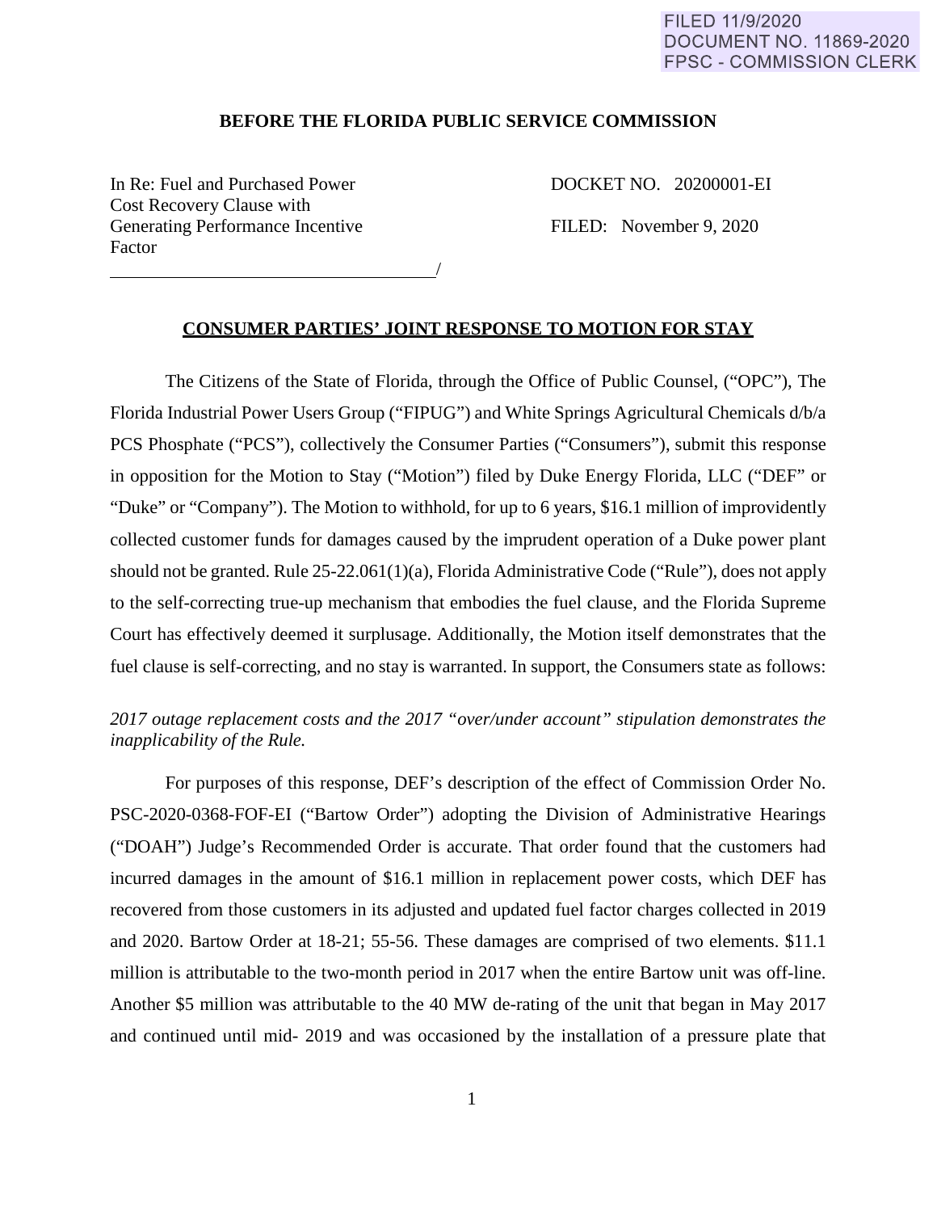FILED 11/9/2020
DOCUMENT NO. 11869-2020
FPSC - COMMISSION CLERK

**BEFORE THE FLORIDA PUBLIC SERVICE COMMISSION**

In Re: Fuel and Purchased Power Cost Recovery Clause with Generating Performance Incentive Factor
_______________________________________/

DOCKET NO. 20200001-EI

FILED: November 9, 2020

**CONSUMER PARTIES' JOINT RESPONSE TO MOTION FOR STAY**

The Citizens of the State of Florida, through the Office of Public Counsel, ("OPC"), The Florida Industrial Power Users Group ("FIPUG") and White Springs Agricultural Chemicals d/b/a PCS Phosphate ("PCS"), collectively the Consumer Parties ("Consumers"), submit this response in opposition for the Motion to Stay ("Motion") filed by Duke Energy Florida, LLC ("DEF" or "Duke" or "Company"). The Motion to withhold, for up to 6 years, $16.1 million of improvidently collected customer funds for damages caused by the imprudent operation of a Duke power plant should not be granted. Rule 25-22.061(1)(a), Florida Administrative Code ("Rule"), does not apply to the self-correcting true-up mechanism that embodies the fuel clause, and the Florida Supreme Court has effectively deemed it surplusage. Additionally, the Motion itself demonstrates that the fuel clause is self-correcting, and no stay is warranted. In support, the Consumers state as follows:

*2017 outage replacement costs and the 2017 "over/under account" stipulation demonstrates the inapplicability of the Rule.*

For purposes of this response, DEF's description of the effect of Commission Order No. PSC-2020-0368-FOF-EI ("Bartow Order") adopting the Division of Administrative Hearings ("DOAH") Judge's Recommended Order is accurate. That order found that the customers had incurred damages in the amount of $16.1 million in replacement power costs, which DEF has recovered from those customers in its adjusted and updated fuel factor charges collected in 2019 and 2020. Bartow Order at 18-21; 55-56. These damages are comprised of two elements. $11.1 million is attributable to the two-month period in 2017 when the entire Bartow unit was off-line. Another $5 million was attributable to the 40 MW de-rating of the unit that began in May 2017 and continued until mid- 2019 and was occasioned by the installation of a pressure plate that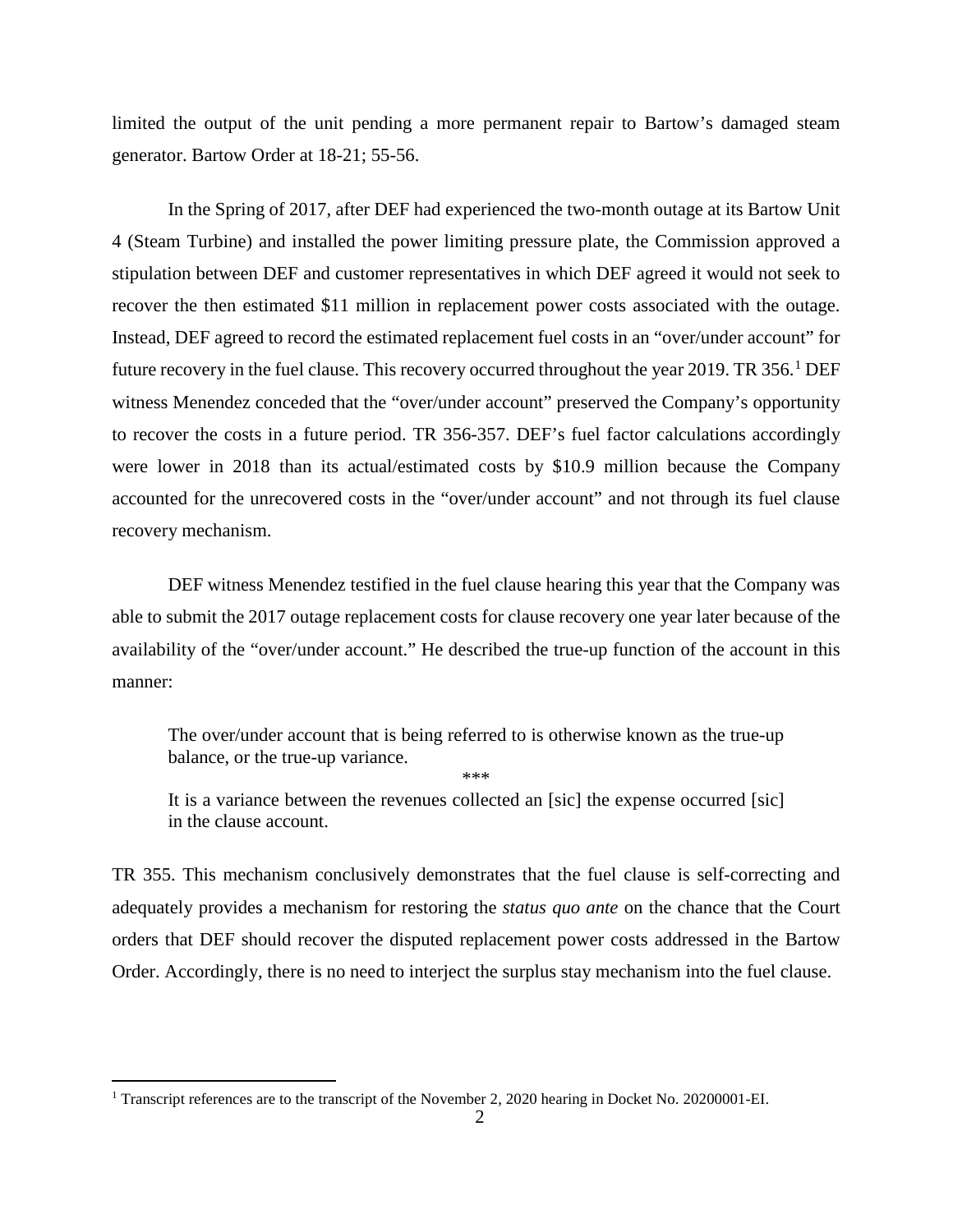limited the output of the unit pending a more permanent repair to Bartow's damaged steam generator. Bartow Order at 18-21; 55-56.

In the Spring of 2017, after DEF had experienced the two-month outage at its Bartow Unit 4 (Steam Turbine) and installed the power limiting pressure plate, the Commission approved a stipulation between DEF and customer representatives in which DEF agreed it would not seek to recover the then estimated $11 million in replacement power costs associated with the outage. Instead, DEF agreed to record the estimated replacement fuel costs in an "over/under account" for future recovery in the fuel clause. This recovery occurred throughout the year 2019. TR 356.[1] DEF witness Menendez conceded that the "over/under account" preserved the Company's opportunity to recover the costs in a future period. TR 356-357. DEF's fuel factor calculations accordingly were lower in 2018 than its actual/estimated costs by $10.9 million because the Company accounted for the unrecovered costs in the "over/under account" and not through its fuel clause recovery mechanism.

DEF witness Menendez testified in the fuel clause hearing this year that the Company was able to submit the 2017 outage replacement costs for clause recovery one year later because of the availability of the "over/under account." He described the true-up function of the account in this manner:

> The over/under account that is being referred to is otherwise known as the true-up balance, or the true-up variance.
>
> \*\*\*
>
> It is a variance between the revenues collected an [sic] the expense occurred [sic] in the clause account.

TR 355. This mechanism conclusively demonstrates that the fuel clause is self-correcting and adequately provides a mechanism for restoring the *status quo ante* on the chance that the Court orders that DEF should recover the disputed replacement power costs addressed in the Bartow Order. Accordingly, there is no need to interject the surplus stay mechanism into the fuel clause.

---

[1] Transcript references are to the transcript of the November 2, 2020 hearing in Docket No. 20200001-EI.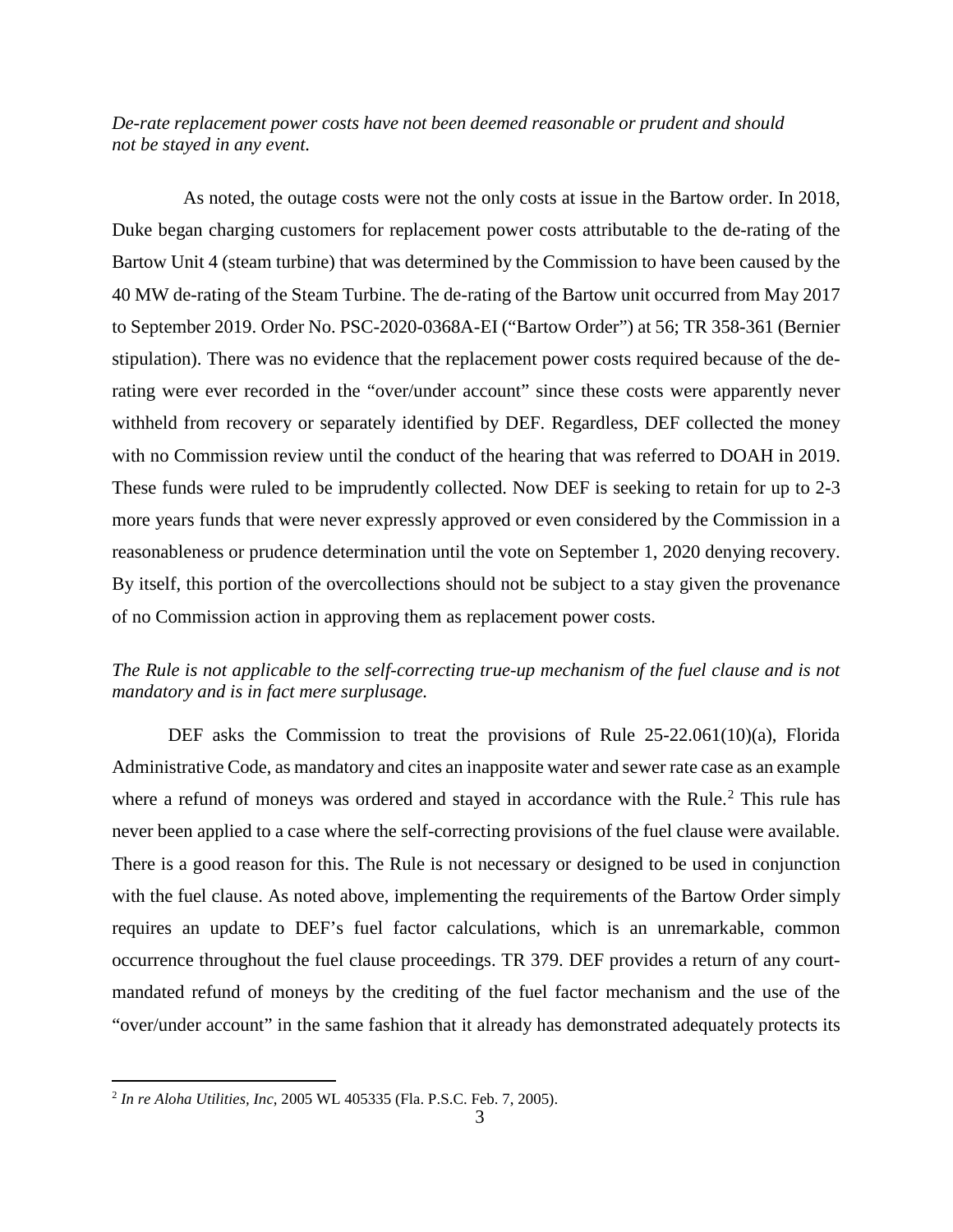*De-rate replacement power costs have not been deemed reasonable or prudent and should not be stayed in any event.*

As noted, the outage costs were not the only costs at issue in the Bartow order. In 2018, Duke began charging customers for replacement power costs attributable to the de-rating of the Bartow Unit 4 (steam turbine) that was determined by the Commission to have been caused by the 40 MW de-rating of the Steam Turbine. The de-rating of the Bartow unit occurred from May 2017 to September 2019. Order No. PSC-2020-0368A-EI ("Bartow Order") at 56; TR 358-361 (Bernier stipulation). There was no evidence that the replacement power costs required because of the de-rating were ever recorded in the "over/under account" since these costs were apparently never withheld from recovery or separately identified by DEF. Regardless, DEF collected the money with no Commission review until the conduct of the hearing that was referred to DOAH in 2019. These funds were ruled to be imprudently collected. Now DEF is seeking to retain for up to 2-3 more years funds that were never expressly approved or even considered by the Commission in a reasonableness or prudence determination until the vote on September 1, 2020 denying recovery. By itself, this portion of the overcollections should not be subject to a stay given the provenance of no Commission action in approving them as replacement power costs.

*The Rule is not applicable to the self-correcting true-up mechanism of the fuel clause and is not mandatory and is in fact mere surplusage.*

DEF asks the Commission to treat the provisions of Rule 25-22.061(10)(a), Florida Administrative Code, as mandatory and cites an inapposite water and sewer rate case as an example where a refund of moneys was ordered and stayed in accordance with the Rule.[2] This rule has never been applied to a case where the self-correcting provisions of the fuel clause were available. There is a good reason for this. The Rule is not necessary or designed to be used in conjunction with the fuel clause. As noted above, implementing the requirements of the Bartow Order simply requires an update to DEF's fuel factor calculations, which is an unremarkable, common occurrence throughout the fuel clause proceedings. TR 379. DEF provides a return of any court-mandated refund of moneys by the crediting of the fuel factor mechanism and the use of the "over/under account" in the same fashion that it already has demonstrated adequately protects its

---

[2] *In re Aloha Utilities, Inc*, 2005 WL 405335 (Fla. P.S.C. Feb. 7, 2005).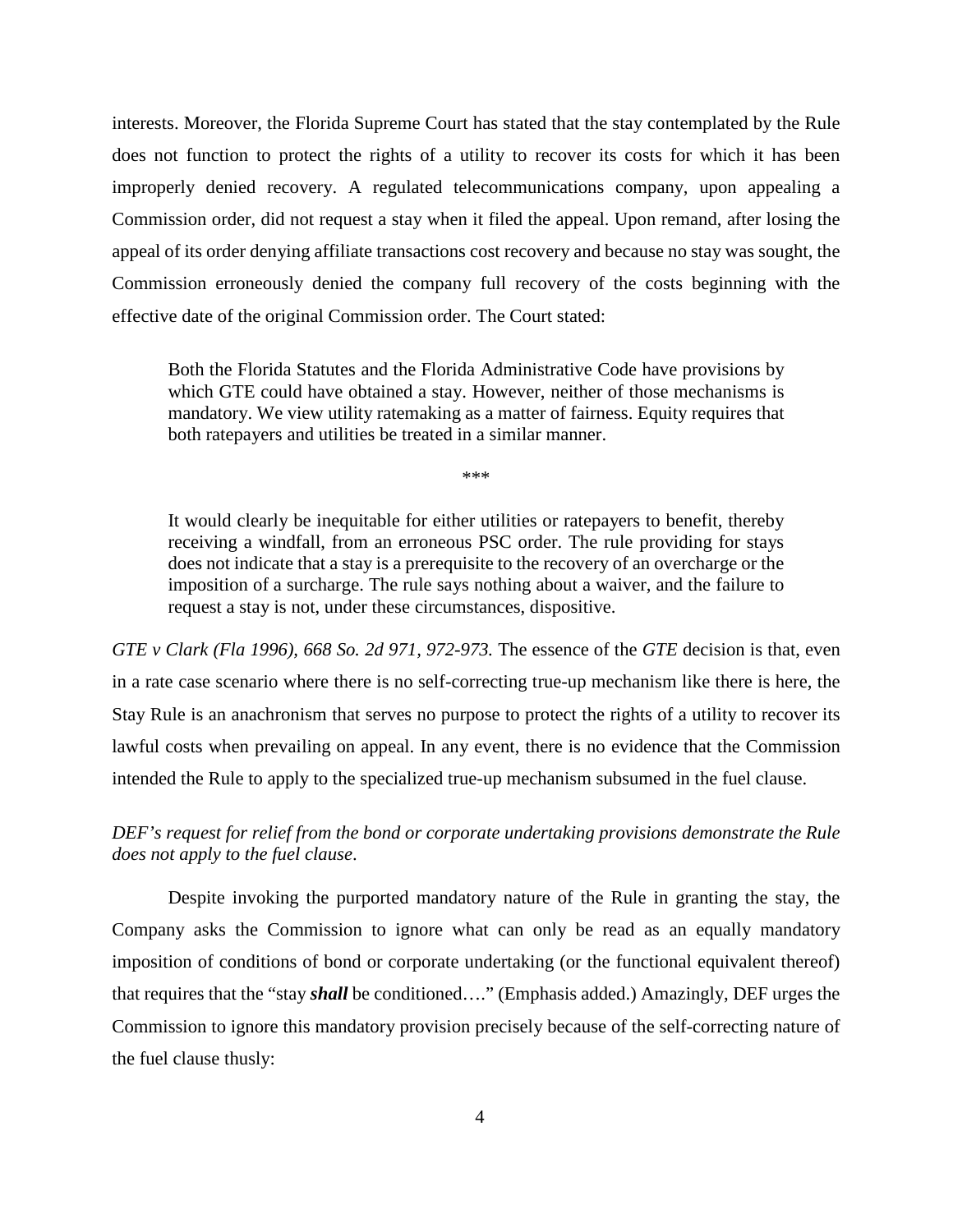interests. Moreover, the Florida Supreme Court has stated that the stay contemplated by the Rule does not function to protect the rights of a utility to recover its costs for which it has been improperly denied recovery. A regulated telecommunications company, upon appealing a Commission order, did not request a stay when it filed the appeal. Upon remand, after losing the appeal of its order denying affiliate transactions cost recovery and because no stay was sought, the Commission erroneously denied the company full recovery of the costs beginning with the effective date of the original Commission order. The Court stated:

> Both the Florida Statutes and the Florida Administrative Code have provisions by which GTE could have obtained a stay. However, neither of those mechanisms is mandatory. We view utility ratemaking as a matter of fairness. Equity requires that both ratepayers and utilities be treated in a similar manner.
>
> \*\*\*
>
> It would clearly be inequitable for either utilities or ratepayers to benefit, thereby receiving a windfall, from an erroneous PSC order. The rule providing for stays does not indicate that a stay is a prerequisite to the recovery of an overcharge or the imposition of a surcharge. The rule says nothing about a waiver, and the failure to request a stay is not, under these circumstances, dispositive.

*GTE v Clark (Fla 1996), 668 So. 2d 971, 972-973.* The essence of the *GTE* decision is that, even in a rate case scenario where there is no self-correcting true-up mechanism like there is here, the Stay Rule is an anachronism that serves no purpose to protect the rights of a utility to recover its lawful costs when prevailing on appeal. In any event, there is no evidence that the Commission intended the Rule to apply to the specialized true-up mechanism subsumed in the fuel clause.

*DEF's request for relief from the bond or corporate undertaking provisions demonstrate the Rule does not apply to the fuel clause.*

Despite invoking the purported mandatory nature of the Rule in granting the stay, the Company asks the Commission to ignore what can only be read as an equally mandatory imposition of conditions of bond or corporate undertaking (or the functional equivalent thereof) that requires that the "stay ***shall*** be conditioned…." (Emphasis added.) Amazingly, DEF urges the Commission to ignore this mandatory provision precisely because of the self-correcting nature of the fuel clause thusly: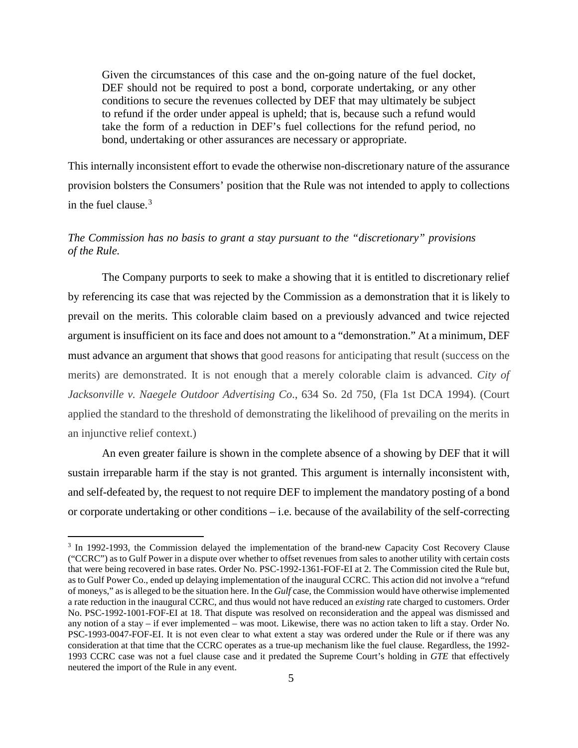> Given the circumstances of this case and the on-going nature of the fuel docket, DEF should not be required to post a bond, corporate undertaking, or any other conditions to secure the revenues collected by DEF that may ultimately be subject to refund if the order under appeal is upheld; that is, because such a refund would take the form of a reduction in DEF's fuel collections for the refund period, no bond, undertaking or other assurances are necessary or appropriate.

This internally inconsistent effort to evade the otherwise non-discretionary nature of the assurance provision bolsters the Consumers' position that the Rule was not intended to apply to collections in the fuel clause.[3]

*The Commission has no basis to grant a stay pursuant to the "discretionary" provisions of the Rule.*

The Company purports to seek to make a showing that it is entitled to discretionary relief by referencing its case that was rejected by the Commission as a demonstration that it is likely to prevail on the merits. This colorable claim based on a previously advanced and twice rejected argument is insufficient on its face and does not amount to a "demonstration." At a minimum, DEF must advance an argument that shows that good reasons for anticipating that result (success on the merits) are demonstrated. It is not enough that a merely colorable claim is advanced. *City of Jacksonville v. Naegele Outdoor Advertising Co*., 634 So. 2d 750, (Fla 1st DCA 1994). (Court applied the standard to the threshold of demonstrating the likelihood of prevailing on the merits in an injunctive relief context.)

An even greater failure is shown in the complete absence of a showing by DEF that it will sustain irreparable harm if the stay is not granted. This argument is internally inconsistent with, and self-defeated by, the request to not require DEF to implement the mandatory posting of a bond or corporate undertaking or other conditions – i.e. because of the availability of the self-correcting

---

[3] In 1992-1993, the Commission delayed the implementation of the brand-new Capacity Cost Recovery Clause ("CCRC") as to Gulf Power in a dispute over whether to offset revenues from sales to another utility with certain costs that were being recovered in base rates. Order No. PSC-1992-1361-FOF-EI at 2. The Commission cited the Rule but, as to Gulf Power Co., ended up delaying implementation of the inaugural CCRC. This action did not involve a "refund of moneys," as is alleged to be the situation here. In the *Gulf* case, the Commission would have otherwise implemented a rate reduction in the inaugural CCRC, and thus would not have reduced an *existing* rate charged to customers. Order No. PSC-1992-1001-FOF-EI at 18. That dispute was resolved on reconsideration and the appeal was dismissed and any notion of a stay – if ever implemented – was moot. Likewise, there was no action taken to lift a stay. Order No. PSC-1993-0047-FOF-EI. It is not even clear to what extent a stay was ordered under the Rule or if there was any consideration at that time that the CCRC operates as a true-up mechanism like the fuel clause. Regardless, the 1992-1993 CCRC case was not a fuel clause case and it predated the Supreme Court's holding in *GTE* that effectively neutered the import of the Rule in any event.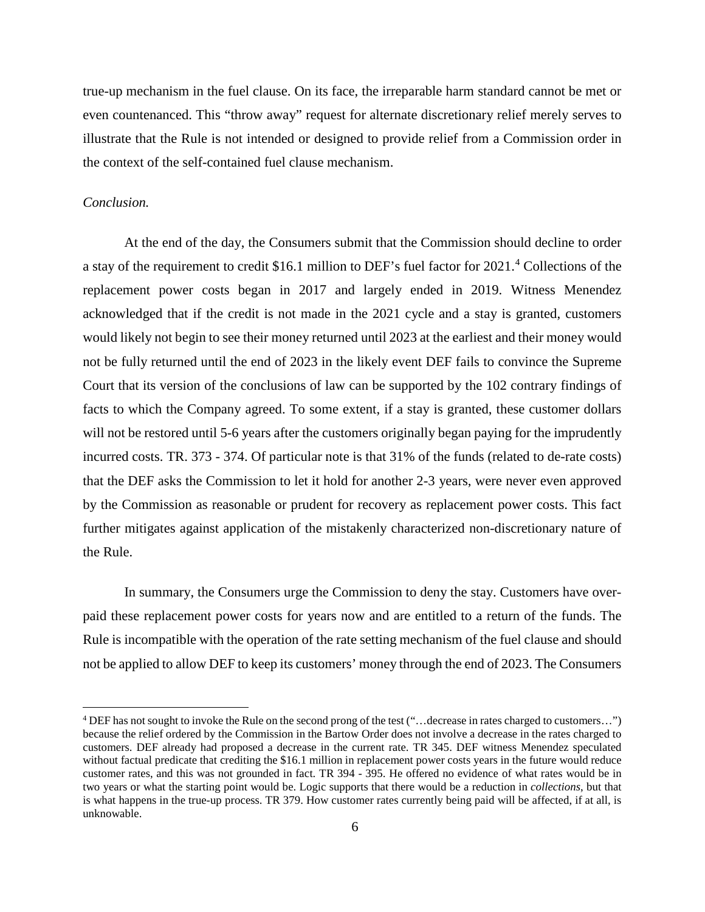true-up mechanism in the fuel clause. On its face, the irreparable harm standard cannot be met or even countenanced. This "throw away" request for alternate discretionary relief merely serves to illustrate that the Rule is not intended or designed to provide relief from a Commission order in the context of the self-contained fuel clause mechanism.

*Conclusion.*

At the end of the day, the Consumers submit that the Commission should decline to order a stay of the requirement to credit $16.1 million to DEF's fuel factor for 2021.[4] Collections of the replacement power costs began in 2017 and largely ended in 2019. Witness Menendez acknowledged that if the credit is not made in the 2021 cycle and a stay is granted, customers would likely not begin to see their money returned until 2023 at the earliest and their money would not be fully returned until the end of 2023 in the likely event DEF fails to convince the Supreme Court that its version of the conclusions of law can be supported by the 102 contrary findings of facts to which the Company agreed. To some extent, if a stay is granted, these customer dollars will not be restored until 5-6 years after the customers originally began paying for the imprudently incurred costs. TR. 373 - 374. Of particular note is that 31% of the funds (related to de-rate costs) that the DEF asks the Commission to let it hold for another 2-3 years, were never even approved by the Commission as reasonable or prudent for recovery as replacement power costs. This fact further mitigates against application of the mistakenly characterized non-discretionary nature of the Rule.

In summary, the Consumers urge the Commission to deny the stay. Customers have over-paid these replacement power costs for years now and are entitled to a return of the funds. The Rule is incompatible with the operation of the rate setting mechanism of the fuel clause and should not be applied to allow DEF to keep its customers' money through the end of 2023. The Consumers

---

[4] DEF has not sought to invoke the Rule on the second prong of the test ("…decrease in rates charged to customers…") because the relief ordered by the Commission in the Bartow Order does not involve a decrease in the rates charged to customers. DEF already had proposed a decrease in the current rate. TR 345. DEF witness Menendez speculated without factual predicate that crediting the $16.1 million in replacement power costs years in the future would reduce customer rates, and this was not grounded in fact. TR 394 - 395. He offered no evidence of what rates would be in two years or what the starting point would be. Logic supports that there would be a reduction in *collections*, but that is what happens in the true-up process. TR 379. How customer rates currently being paid will be affected, if at all, is unknowable.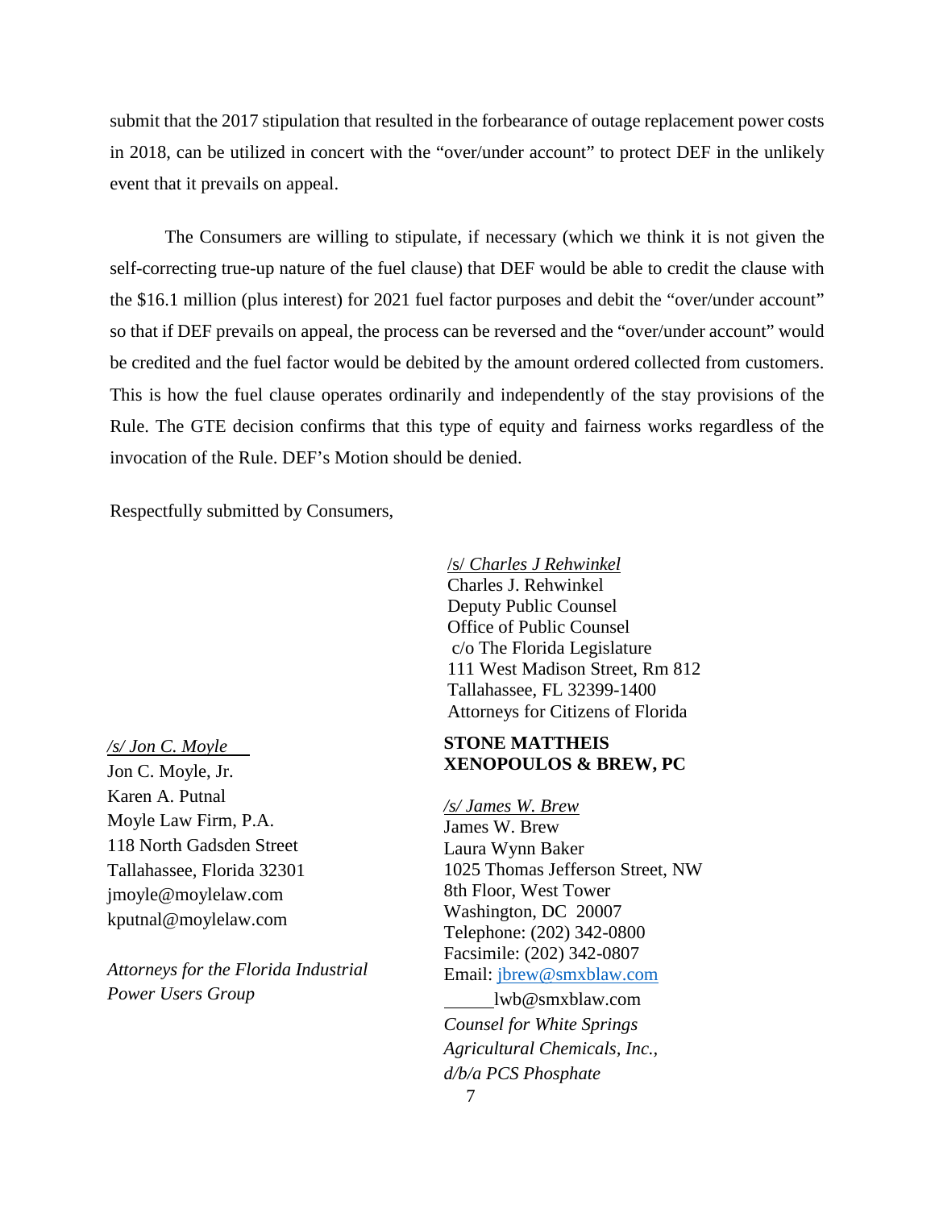submit that the 2017 stipulation that resulted in the forbearance of outage replacement power costs in 2018, can be utilized in concert with the "over/under account" to protect DEF in the unlikely event that it prevails on appeal.

The Consumers are willing to stipulate, if necessary (which we think it is not given the self-correcting true-up nature of the fuel clause) that DEF would be able to credit the clause with the $16.1 million (plus interest) for 2021 fuel factor purposes and debit the "over/under account" so that if DEF prevails on appeal, the process can be reversed and the "over/under account" would be credited and the fuel factor would be debited by the amount ordered collected from customers. This is how the fuel clause operates ordinarily and independently of the stay provisions of the Rule. The GTE decision confirms that this type of equity and fairness works regardless of the invocation of the Rule. DEF's Motion should be denied.

Respectfully submitted by Consumers,

/s/ *Charles J Rehwinkel*
Charles J. Rehwinkel
Deputy Public Counsel
Office of Public Counsel
c/o The Florida Legislature
111 West Madison Street, Rm 812
Tallahassee, FL 32399-1400
Attorneys for Citizens of Florida

*/s/ Jon C. Moyle*
Jon C. Moyle, Jr.
Karen A. Putnal
Moyle Law Firm, P.A.
118 North Gadsden Street
Tallahassee, Florida 32301
jmoyle@moylelaw.com
kputnal@moylelaw.com

*Attorneys for the Florida Industrial Power Users Group*

**STONE MATTHEIS XENOPOULOS & BREW, PC**

*/s/ James W. Brew*
James W. Brew
Laura Wynn Baker
1025 Thomas Jefferson Street, NW
8th Floor, West Tower
Washington, DC 20007
Telephone: (202) 342-0800
Facsimile: (202) 342-0807
Email: jbrew@smxblaw.com
lwb@smxblaw.com
*Counsel for White Springs Agricultural Chemicals, Inc., d/b/a PCS Phosphate*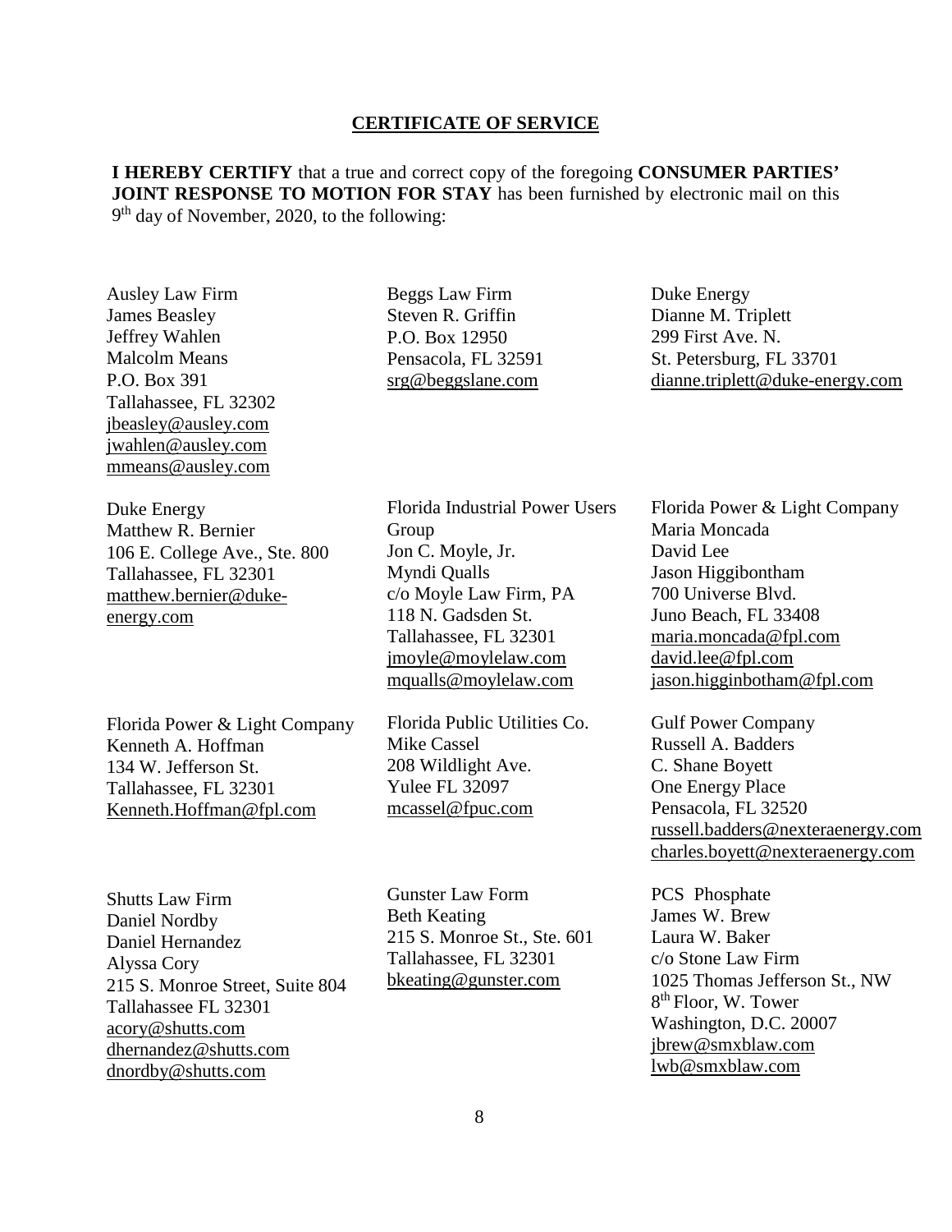## CERTIFICATE OF SERVICE

**I HEREBY CERTIFY** that a true and correct copy of the foregoing **CONSUMER PARTIES' JOINT RESPONSE TO MOTION FOR STAY** has been furnished by electronic mail on this 9th day of November, 2020, to the following:

Ausley Law Firm
James Beasley
Jeffrey Wahlen
Malcolm Means
P.O. Box 391
Tallahassee, FL 32302
jbeasley@ausley.com
jwahlen@ausley.com
mmeans@ausley.com

Beggs Law Firm
Steven R. Griffin
P.O. Box 12950
Pensacola, FL 32591
srg@beggslane.com

Duke Energy
Dianne M. Triplett
299 First Ave. N.
St. Petersburg, FL 33701
dianne.triplett@duke-energy.com

Duke Energy
Matthew R. Bernier
106 E. College Ave., Ste. 800
Tallahassee, FL 32301
matthew.bernier@duke-energy.com

Florida Industrial Power Users Group
Jon C. Moyle, Jr.
Myndi Qualls
c/o Moyle Law Firm, PA
118 N. Gadsden St.
Tallahassee, FL 32301
jmoyle@moylelaw.com
mqualls@moylelaw.com

Florida Power & Light Company
Maria Moncada
David Lee
Jason Higgibontham
700 Universe Blvd.
Juno Beach, FL 33408
maria.moncada@fpl.com
david.lee@fpl.com
jason.higginbotham@fpl.com

Florida Power & Light Company
Kenneth A. Hoffman
134 W. Jefferson St.
Tallahassee, FL 32301
Kenneth.Hoffman@fpl.com

Florida Public Utilities Co.
Mike Cassel
208 Wildlight Ave.
Yulee FL 32097
mcassel@fpuc.com

Gulf Power Company
Russell A. Badders
C. Shane Boyett
One Energy Place
Pensacola, FL 32520
russell.badders@nexteraenergy.com
charles.boyett@nexteraenergy.com

Shutts Law Firm
Daniel Nordby
Daniel Hernandez
Alyssa Cory
215 S. Monroe Street, Suite 804
Tallahassee FL 32301
acory@shutts.com
dhernandez@shutts.com
dnordby@shutts.com

Gunster Law Form
Beth Keating
215 S. Monroe St., Ste. 601
Tallahassee, FL 32301
bkeating@gunster.com

PCS Phosphate
James W. Brew
Laura W. Baker
c/o Stone Law Firm
1025 Thomas Jefferson St., NW
8th Floor, W. Tower
Washington, D.C. 20007
jbrew@smxblaw.com
lwb@smxblaw.com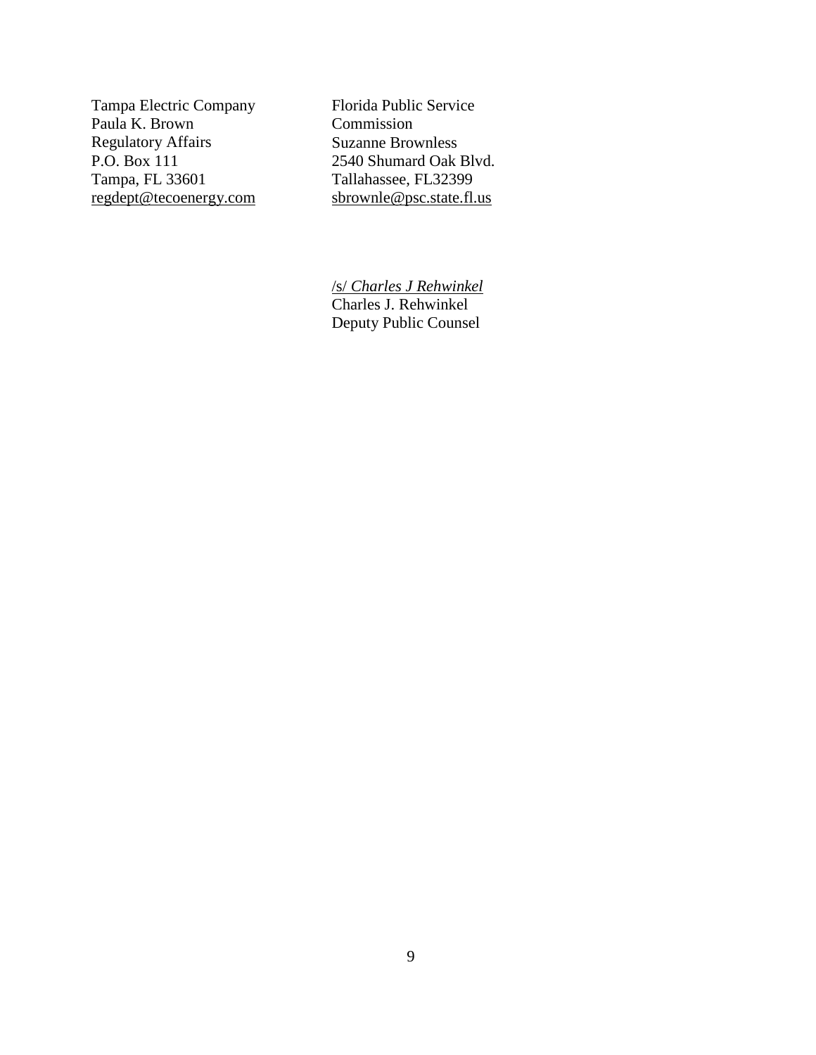Tampa Electric Company
Paula K. Brown
Regulatory Affairs
P.O. Box 111
Tampa, FL 33601
regdept@tecoenergy.com

Florida Public Service
Commission
Suzanne Brownless
2540 Shumard Oak Blvd.
Tallahassee, FL32399
sbrownle@psc.state.fl.us

/s/ *Charles J Rehwinkel*
Charles J. Rehwinkel
Deputy Public Counsel